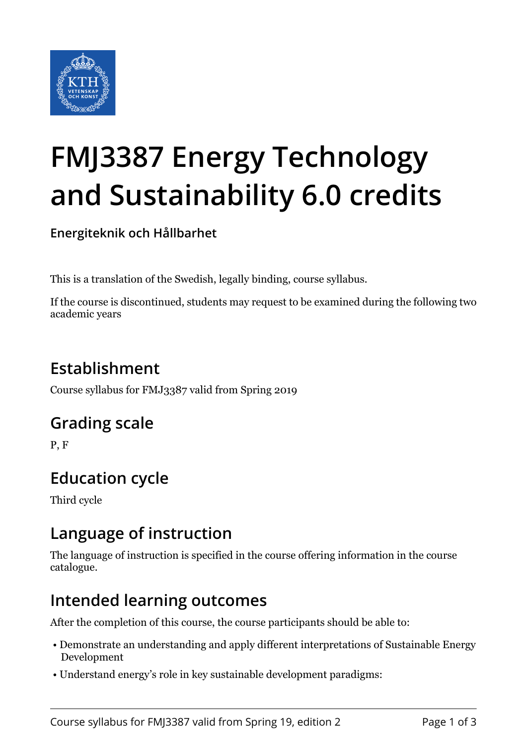# FMJ3387 Energy Technology and Sustainability 6.0 credits

**Energiteknik och Hållbarhet**

This is a translation of the Swedish, legally binding, course syllabus.

If the course is discontinued, students may request to be examined during the following two academic years

## Establishment

Course syllabus for FMJ3387 valid from Spring 2019

## Grading scale

P, F

## Education cycle

Third cycle

## Language of instruction

The language of instruction is specified in the course offering information in the course catalogue.

## Intended learning outcomes

After the completion of this course, the course participants should be able to:

- Demonstrate an understanding and apply different interpretations of Sustainable Energy Development
- Understand energy's role in key sustainable development paradigms: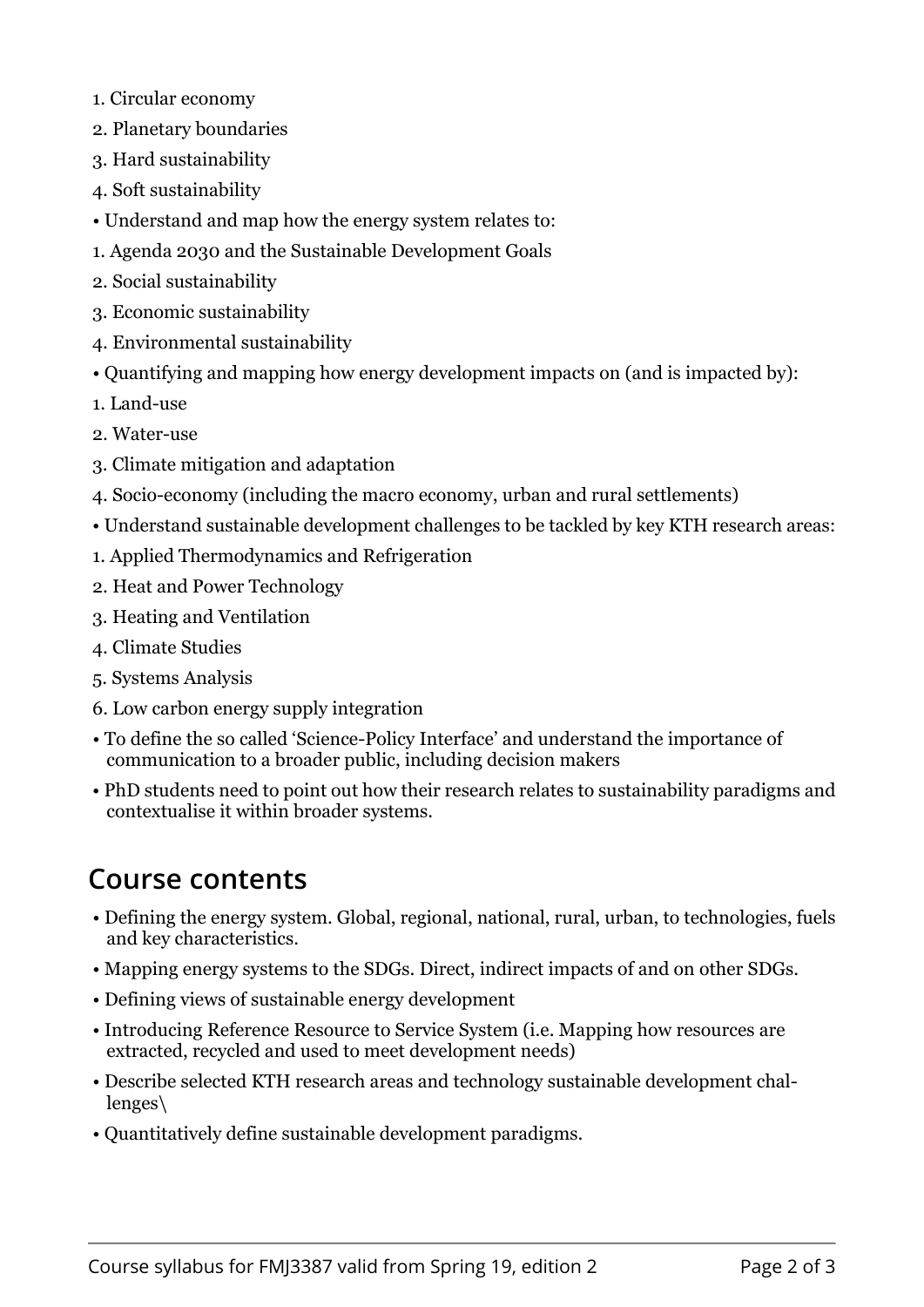1. Circular economy
2. Planetary boundaries
3. Hard sustainability
4. Soft sustainability

- Understand and map how the energy system relates to:

1. Agenda 2030 and the Sustainable Development Goals
2. Social sustainability
3. Economic sustainability
4. Environmental sustainability

- Quantifying and mapping how energy development impacts on (and is impacted by):

1. Land-use
2. Water-use
3. Climate mitigation and adaptation
4. Socio-economy (including the macro economy, urban and rural settlements)

- Understand sustainable development challenges to be tackled by key KTH research areas:

1. Applied Thermodynamics and Refrigeration
2. Heat and Power Technology
3. Heating and Ventilation
4. Climate Studies
5. Systems Analysis
6. Low carbon energy supply integration

- To define the so called 'Science-Policy Interface' and understand the importance of communication to a broader public, including decision makers
- PhD students need to point out how their research relates to sustainability paradigms and contextualise it within broader systems.

## Course contents

- Defining the energy system. Global, regional, national, rural, urban, to technologies, fuels and key characteristics.
- Mapping energy systems to the SDGs. Direct, indirect impacts of and on other SDGs.
- Defining views of sustainable energy development
- Introducing Reference Resource to Service System (i.e. Mapping how resources are extracted, recycled and used to meet development needs)
- Describe selected KTH research areas and technology sustainable development challenges\
- Quantitatively define sustainable development paradigms.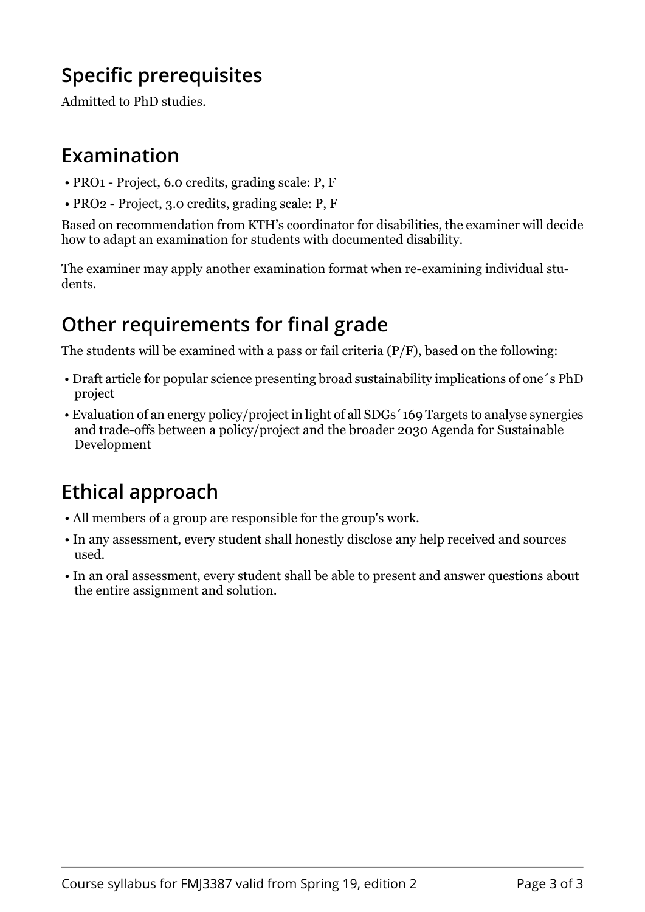## Specific prerequisites

Admitted to PhD studies.

## Examination

- PRO1 - Project, 6.0 credits, grading scale: P, F
- PRO2 - Project, 3.0 credits, grading scale: P, F

Based on recommendation from KTH's coordinator for disabilities, the examiner will decide how to adapt an examination for students with documented disability.

The examiner may apply another examination format when re-examining individual students.

## Other requirements for final grade

The students will be examined with a pass or fail criteria (P/F), based on the following:

- Draft article for popular science presenting broad sustainability implications of one´s PhD project
- Evaluation of an energy policy/project in light of all SDGs´169 Targets to analyse synergies and trade-offs between a policy/project and the broader 2030 Agenda for Sustainable Development

## Ethical approach

- All members of a group are responsible for the group's work.
- In any assessment, every student shall honestly disclose any help received and sources used.
- In an oral assessment, every student shall be able to present and answer questions about the entire assignment and solution.